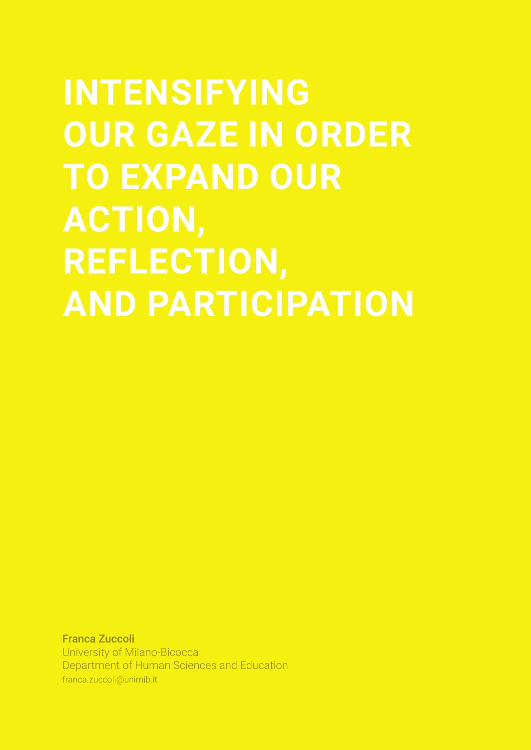# INTENSIFYING OUR GAZE IN ORDER TO EXPAND OUR ACTION, REFLECTION, AND PARTICIPATION

**Franca Zuccoli**
University of Milano-Bicocca
Department of Human Sciences and Education
franca.zuccoli@unimib.it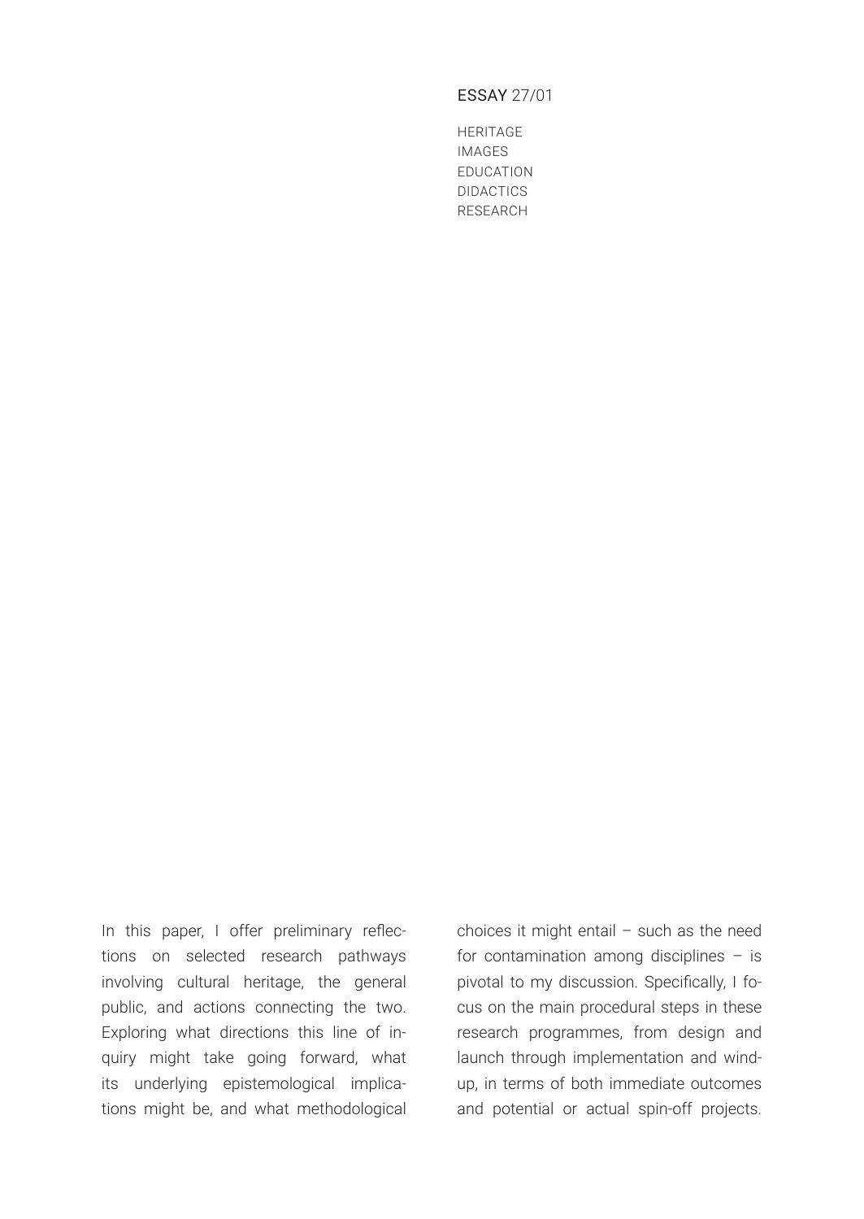ESSAY 27/01

HERITAGE
IMAGES
EDUCATION
DIDACTICS
RESEARCH

In this paper, I offer preliminary reflections on selected research pathways involving cultural heritage, the general public, and actions connecting the two. Exploring what directions this line of inquiry might take going forward, what its underlying epistemological implications might be, and what methodological choices it might entail – such as the need for contamination among disciplines – is pivotal to my discussion. Specifically, I focus on the main procedural steps in these research programmes, from design and launch through implementation and wind-up, in terms of both immediate outcomes and potential or actual spin-off projects.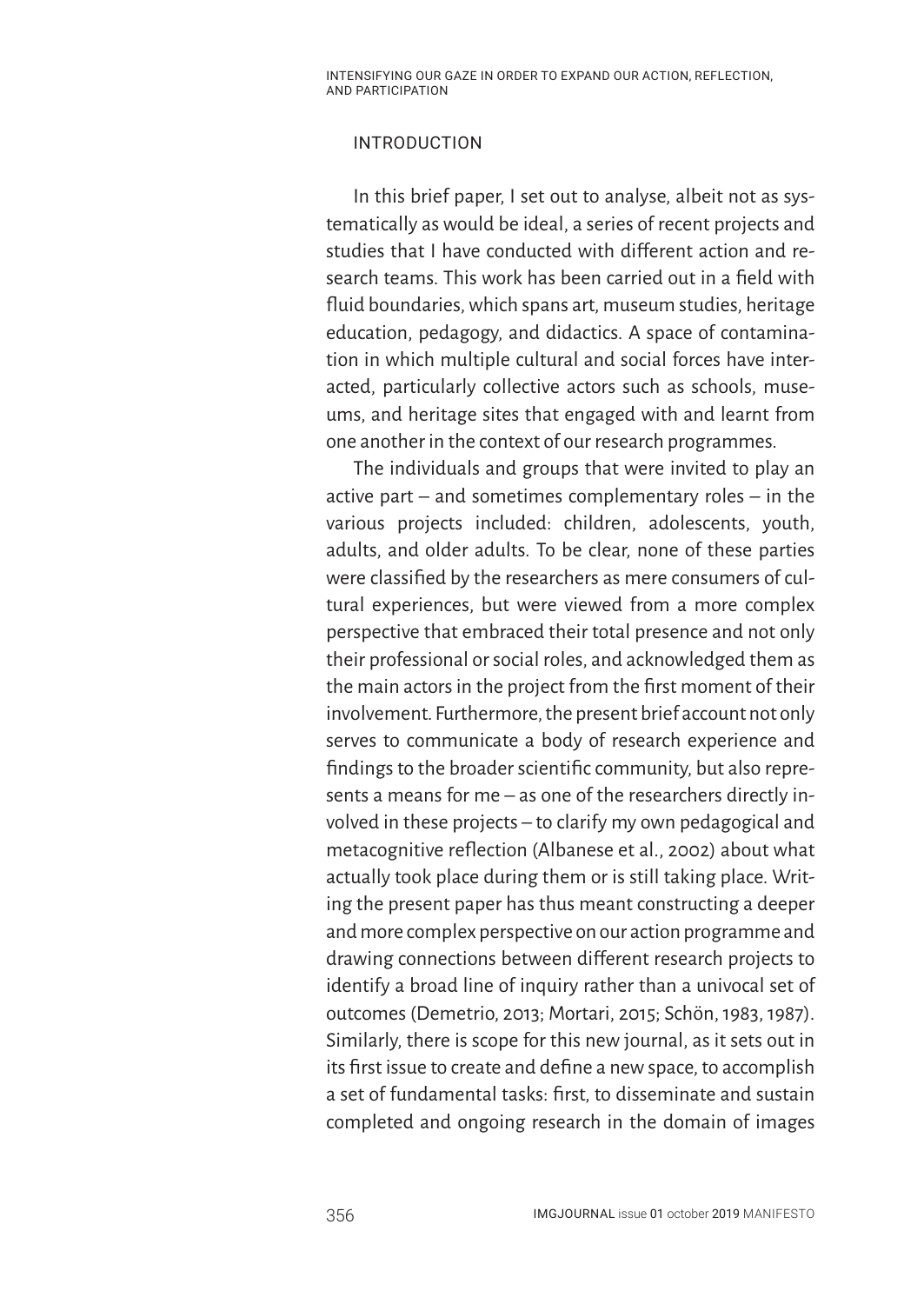## INTRODUCTION

In this brief paper, I set out to analyse, albeit not as systematically as would be ideal, a series of recent projects and studies that I have conducted with different action and research teams. This work has been carried out in a field with fluid boundaries, which spans art, museum studies, heritage education, pedagogy, and didactics. A space of contamination in which multiple cultural and social forces have interacted, particularly collective actors such as schools, museums, and heritage sites that engaged with and learnt from one another in the context of our research programmes.

The individuals and groups that were invited to play an active part – and sometimes complementary roles – in the various projects included: children, adolescents, youth, adults, and older adults. To be clear, none of these parties were classified by the researchers as mere consumers of cultural experiences, but were viewed from a more complex perspective that embraced their total presence and not only their professional or social roles, and acknowledged them as the main actors in the project from the first moment of their involvement. Furthermore, the present brief account not only serves to communicate a body of research experience and findings to the broader scientific community, but also represents a means for me – as one of the researchers directly involved in these projects – to clarify my own pedagogical and metacognitive reflection (Albanese et al., 2002) about what actually took place during them or is still taking place. Writing the present paper has thus meant constructing a deeper and more complex perspective on our action programme and drawing connections between different research projects to identify a broad line of inquiry rather than a univocal set of outcomes (Demetrio, 2013; Mortari, 2015; Schön, 1983, 1987). Similarly, there is scope for this new journal, as it sets out in its first issue to create and define a new space, to accomplish a set of fundamental tasks: first, to disseminate and sustain completed and ongoing research in the domain of images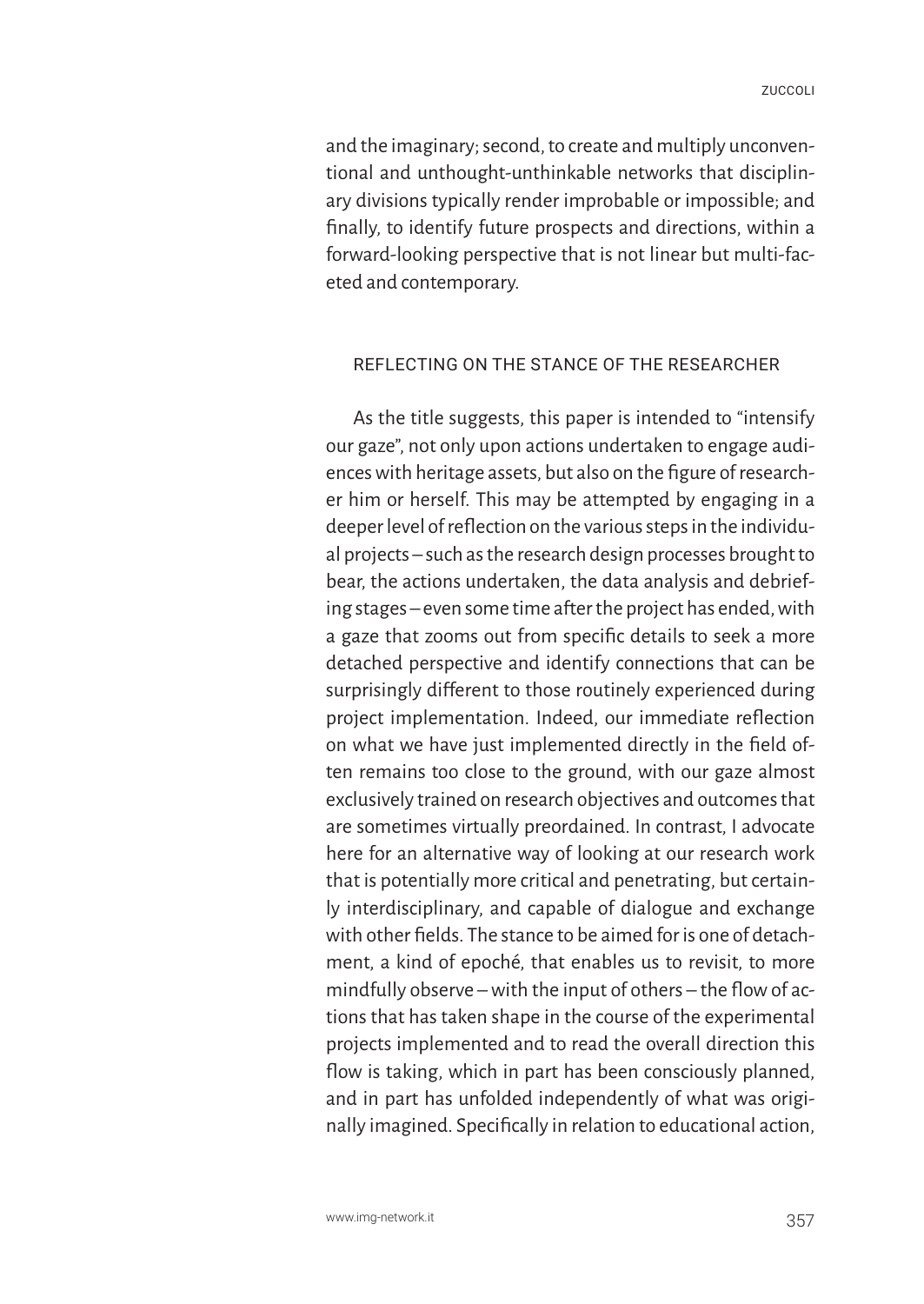and the imaginary; second, to create and multiply unconventional and unthought-unthinkable networks that disciplinary divisions typically render improbable or impossible; and finally, to identify future prospects and directions, within a forward-looking perspective that is not linear but multi-faceted and contemporary.

## REFLECTING ON THE STANCE OF THE RESEARCHER

As the title suggests, this paper is intended to "intensify our gaze", not only upon actions undertaken to engage audiences with heritage assets, but also on the figure of researcher him or herself. This may be attempted by engaging in a deeper level of reflection on the various steps in the individual projects – such as the research design processes brought to bear, the actions undertaken, the data analysis and debriefing stages – even some time after the project has ended, with a gaze that zooms out from specific details to seek a more detached perspective and identify connections that can be surprisingly different to those routinely experienced during project implementation. Indeed, our immediate reflection on what we have just implemented directly in the field often remains too close to the ground, with our gaze almost exclusively trained on research objectives and outcomes that are sometimes virtually preordained. In contrast, I advocate here for an alternative way of looking at our research work that is potentially more critical and penetrating, but certainly interdisciplinary, and capable of dialogue and exchange with other fields. The stance to be aimed for is one of detachment, a kind of epoché, that enables us to revisit, to more mindfully observe – with the input of others – the flow of actions that has taken shape in the course of the experimental projects implemented and to read the overall direction this flow is taking, which in part has been consciously planned, and in part has unfolded independently of what was originally imagined. Specifically in relation to educational action,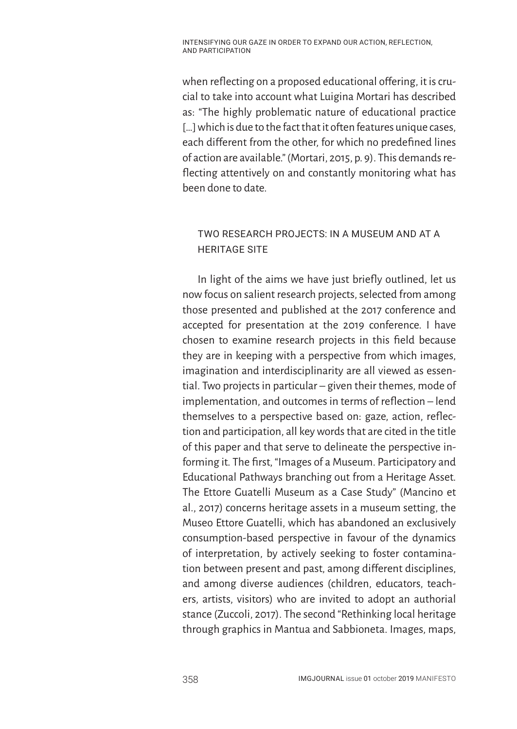when reflecting on a proposed educational offering, it is crucial to take into account what Luigina Mortari has described as: "The highly problematic nature of educational practice [...] which is due to the fact that it often features unique cases, each different from the other, for which no predefined lines of action are available." (Mortari, 2015, p. 9). This demands reflecting attentively on and constantly monitoring what has been done to date.

## TWO RESEARCH PROJECTS: IN A MUSEUM AND AT A HERITAGE SITE

In light of the aims we have just briefly outlined, let us now focus on salient research projects, selected from among those presented and published at the 2017 conference and accepted for presentation at the 2019 conference. I have chosen to examine research projects in this field because they are in keeping with a perspective from which images, imagination and interdisciplinarity are all viewed as essential. Two projects in particular – given their themes, mode of implementation, and outcomes in terms of reflection – lend themselves to a perspective based on: gaze, action, reflection and participation, all key words that are cited in the title of this paper and that serve to delineate the perspective informing it. The first, "Images of a Museum. Participatory and Educational Pathways branching out from a Heritage Asset. The Ettore Guatelli Museum as a Case Study" (Mancino et al., 2017) concerns heritage assets in a museum setting, the Museo Ettore Guatelli, which has abandoned an exclusively consumption-based perspective in favour of the dynamics of interpretation, by actively seeking to foster contamination between present and past, among different disciplines, and among diverse audiences (children, educators, teachers, artists, visitors) who are invited to adopt an authorial stance (Zuccoli, 2017). The second "Rethinking local heritage through graphics in Mantua and Sabbioneta. Images, maps,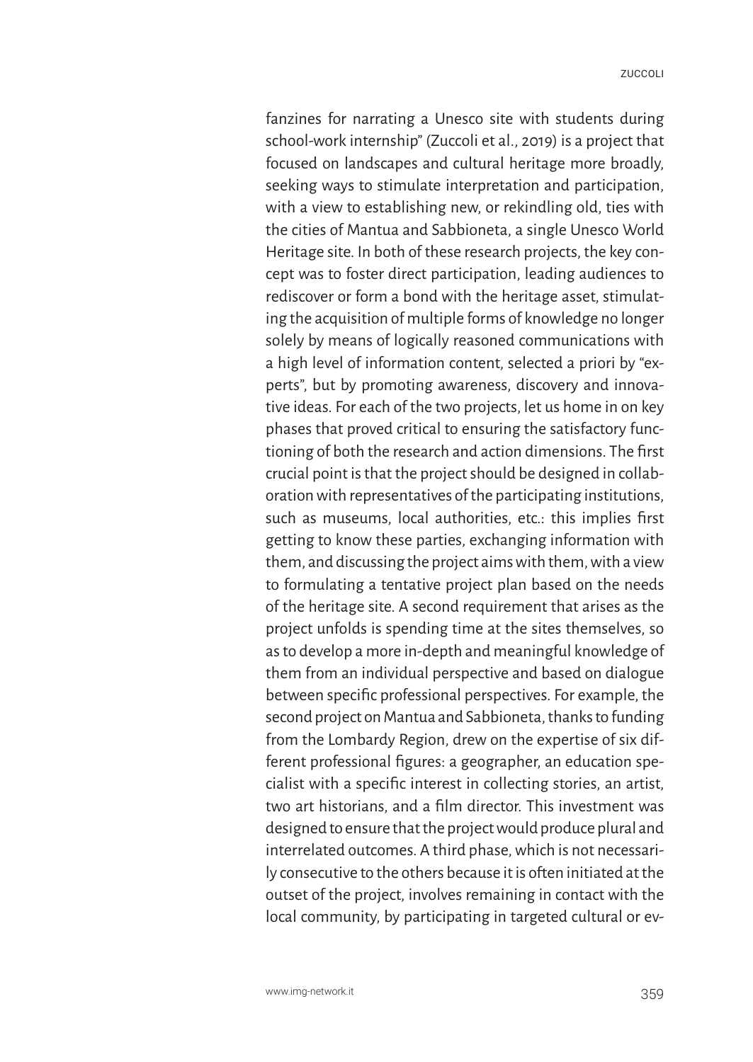fanzines for narrating a Unesco site with students during school-work internship" (Zuccoli et al., 2019) is a project that focused on landscapes and cultural heritage more broadly, seeking ways to stimulate interpretation and participation, with a view to establishing new, or rekindling old, ties with the cities of Mantua and Sabbioneta, a single Unesco World Heritage site. In both of these research projects, the key concept was to foster direct participation, leading audiences to rediscover or form a bond with the heritage asset, stimulating the acquisition of multiple forms of knowledge no longer solely by means of logically reasoned communications with a high level of information content, selected a priori by "experts", but by promoting awareness, discovery and innovative ideas. For each of the two projects, let us home in on key phases that proved critical to ensuring the satisfactory functioning of both the research and action dimensions. The first crucial point is that the project should be designed in collaboration with representatives of the participating institutions, such as museums, local authorities, etc.: this implies first getting to know these parties, exchanging information with them, and discussing the project aims with them, with a view to formulating a tentative project plan based on the needs of the heritage site. A second requirement that arises as the project unfolds is spending time at the sites themselves, so as to develop a more in-depth and meaningful knowledge of them from an individual perspective and based on dialogue between specific professional perspectives. For example, the second project on Mantua and Sabbioneta, thanks to funding from the Lombardy Region, drew on the expertise of six different professional figures: a geographer, an education specialist with a specific interest in collecting stories, an artist, two art historians, and a film director. This investment was designed to ensure that the project would produce plural and interrelated outcomes. A third phase, which is not necessarily consecutive to the others because it is often initiated at the outset of the project, involves remaining in contact with the local community, by participating in targeted cultural or ev-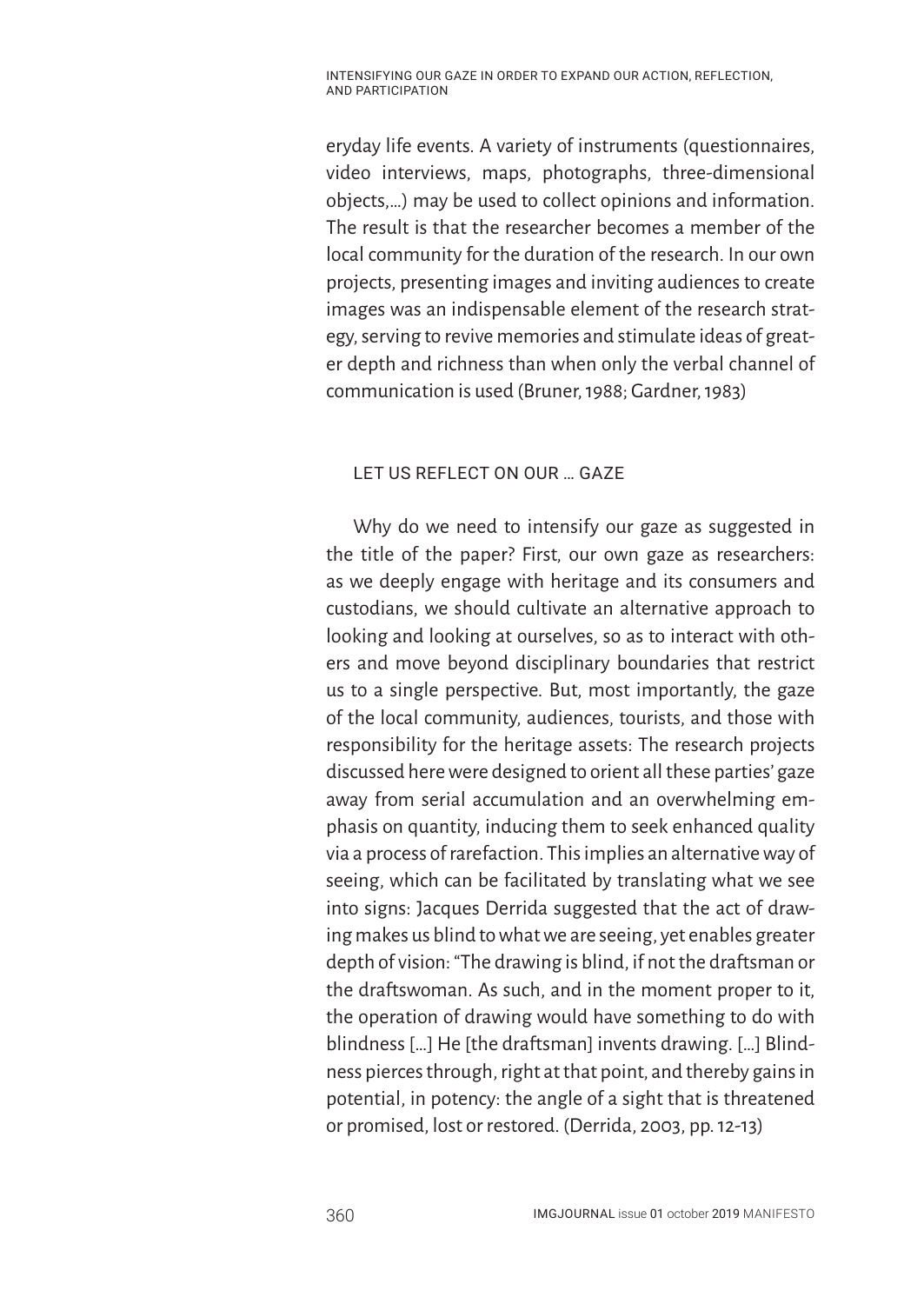eryday life events. A variety of instruments (questionnaires, video interviews, maps, photographs, three-dimensional objects,...) may be used to collect opinions and information. The result is that the researcher becomes a member of the local community for the duration of the research. In our own projects, presenting images and inviting audiences to create images was an indispensable element of the research strategy, serving to revive memories and stimulate ideas of greater depth and richness than when only the verbal channel of communication is used (Bruner, 1988; Gardner, 1983)

## LET US REFLECT ON OUR ... GAZE

Why do we need to intensify our gaze as suggested in the title of the paper? First, our own gaze as researchers: as we deeply engage with heritage and its consumers and custodians, we should cultivate an alternative approach to looking and looking at ourselves, so as to interact with others and move beyond disciplinary boundaries that restrict us to a single perspective. But, most importantly, the gaze of the local community, audiences, tourists, and those with responsibility for the heritage assets: The research projects discussed here were designed to orient all these parties' gaze away from serial accumulation and an overwhelming emphasis on quantity, inducing them to seek enhanced quality via a process of rarefaction. This implies an alternative way of seeing, which can be facilitated by translating what we see into signs: Jacques Derrida suggested that the act of drawing makes us blind to what we are seeing, yet enables greater depth of vision: "The drawing is blind, if not the draftsman or the draftswoman. As such, and in the moment proper to it, the operation of drawing would have something to do with blindness [...] He [the draftsman] invents drawing. [...] Blindness pierces through, right at that point, and thereby gains in potential, in potency: the angle of a sight that is threatened or promised, lost or restored. (Derrida, 2003, pp. 12-13)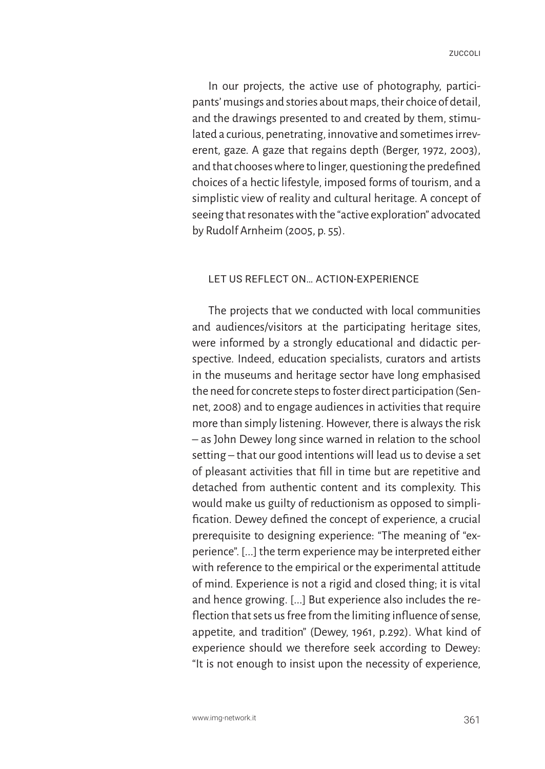In our projects, the active use of photography, participants' musings and stories about maps, their choice of detail, and the drawings presented to and created by them, stimulated a curious, penetrating, innovative and sometimes irreverent, gaze. A gaze that regains depth (Berger, 1972, 2003), and that chooses where to linger, questioning the predefined choices of a hectic lifestyle, imposed forms of tourism, and a simplistic view of reality and cultural heritage. A concept of seeing that resonates with the "active exploration" advocated by Rudolf Arnheim (2005, p. 55).

## LET US REFLECT ON… ACTION-EXPERIENCE

The projects that we conducted with local communities and audiences/visitors at the participating heritage sites, were informed by a strongly educational and didactic perspective. Indeed, education specialists, curators and artists in the museums and heritage sector have long emphasised the need for concrete steps to foster direct participation (Sennet, 2008) and to engage audiences in activities that require more than simply listening. However, there is always the risk – as John Dewey long since warned in relation to the school setting – that our good intentions will lead us to devise a set of pleasant activities that fill in time but are repetitive and detached from authentic content and its complexity. This would make us guilty of reductionism as opposed to simplification. Dewey defined the concept of experience, a crucial prerequisite to designing experience: "The meaning of "experience". [...] the term experience may be interpreted either with reference to the empirical or the experimental attitude of mind. Experience is not a rigid and closed thing; it is vital and hence growing. [...] But experience also includes the reflection that sets us free from the limiting influence of sense, appetite, and tradition" (Dewey, 1961, p.292). What kind of experience should we therefore seek according to Dewey: "It is not enough to insist upon the necessity of experience,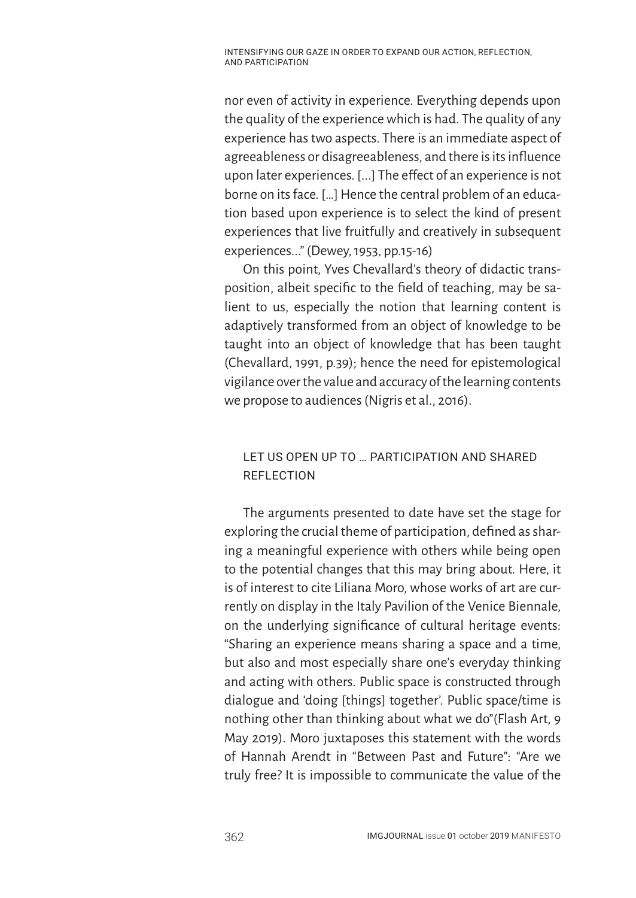nor even of activity in experience. Everything depends upon the quality of the experience which is had. The quality of any experience has two aspects. There is an immediate aspect of agreeableness or disagreeableness, and there is its influence upon later experiences. [...] The effect of an experience is not borne on its face. [...] Hence the central problem of an education based upon experience is to select the kind of present experiences that live fruitfully and creatively in subsequent experiences..." (Dewey, 1953, pp.15-16)

On this point, Yves Chevallard's theory of didactic transposition, albeit specific to the field of teaching, may be salient to us, especially the notion that learning content is adaptively transformed from an object of knowledge to be taught into an object of knowledge that has been taught (Chevallard, 1991, p.39); hence the need for epistemological vigilance over the value and accuracy of the learning contents we propose to audiences (Nigris et al., 2016).

## LET US OPEN UP TO ... PARTICIPATION AND SHARED REFLECTION

The arguments presented to date have set the stage for exploring the crucial theme of participation, defined as sharing a meaningful experience with others while being open to the potential changes that this may bring about. Here, it is of interest to cite Liliana Moro, whose works of art are currently on display in the Italy Pavilion of the Venice Biennale, on the underlying significance of cultural heritage events: "Sharing an experience means sharing a space and a time, but also and most especially share one's everyday thinking and acting with others. Public space is constructed through dialogue and 'doing [things] together'. Public space/time is nothing other than thinking about what we do"(Flash Art, 9 May 2019). Moro juxtaposes this statement with the words of Hannah Arendt in "Between Past and Future": "Are we truly free? It is impossible to communicate the value of the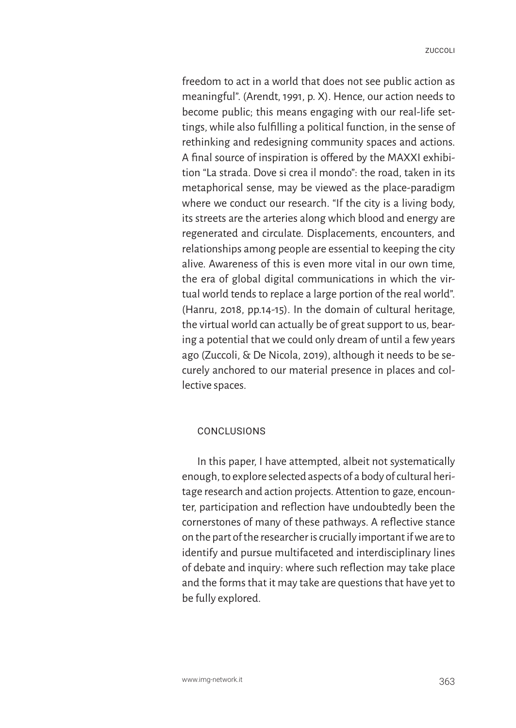freedom to act in a world that does not see public action as meaningful". (Arendt, 1991, p. X). Hence, our action needs to become public; this means engaging with our real-life settings, while also fulfilling a political function, in the sense of rethinking and redesigning community spaces and actions. A final source of inspiration is offered by the MAXXI exhibition "La strada. Dove si crea il mondo": the road, taken in its metaphorical sense, may be viewed as the place-paradigm where we conduct our research. "If the city is a living body, its streets are the arteries along which blood and energy are regenerated and circulate. Displacements, encounters, and relationships among people are essential to keeping the city alive. Awareness of this is even more vital in our own time, the era of global digital communications in which the virtual world tends to replace a large portion of the real world". (Hanru, 2018, pp.14-15). In the domain of cultural heritage, the virtual world can actually be of great support to us, bearing a potential that we could only dream of until a few years ago (Zuccoli, & De Nicola, 2019), although it needs to be securely anchored to our material presence in places and collective spaces.

## CONCLUSIONS

In this paper, I have attempted, albeit not systematically enough, to explore selected aspects of a body of cultural heritage research and action projects. Attention to gaze, encounter, participation and reflection have undoubtedly been the cornerstones of many of these pathways. A reflective stance on the part of the researcher is crucially important if we are to identify and pursue multifaceted and interdisciplinary lines of debate and inquiry: where such reflection may take place and the forms that it may take are questions that have yet to be fully explored.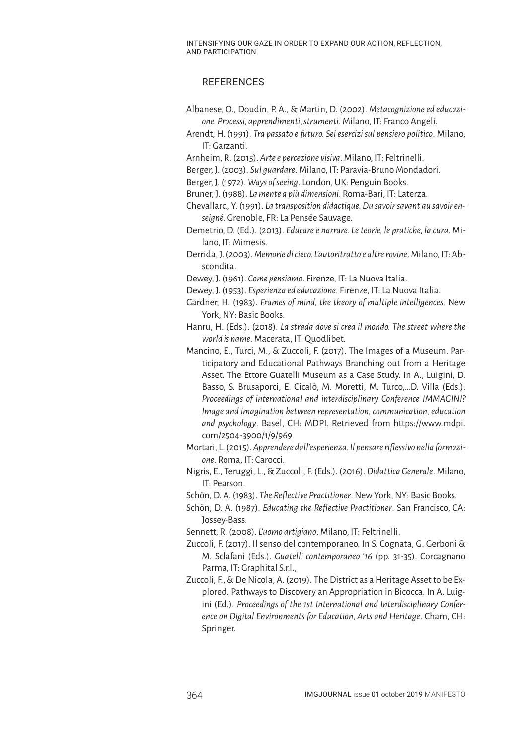## REFERENCES

Albanese, O., Doudin, P. A., & Martin, D. (2002). *Metacognizione ed educazione. Processi, apprendimenti, strumenti*. Milano, IT: Franco Angeli.

Arendt, H. (1991). *Tra passato e futuro. Sei esercizi sul pensiero politico*. Milano, IT: Garzanti.

Arnheim, R. (2015). *Arte e percezione visiva*. Milano, IT: Feltrinelli.

Berger, J. (2003). *Sul guardare*. Milano, IT: Paravia-Bruno Mondadori.

Berger, J. (1972). *Ways of seeing*. London, UK: Penguin Books.

Bruner, J. (1988). *La mente a più dimensioni*. Roma-Bari, IT: Laterza.

Chevallard, Y. (1991). *La transposition didactique. Du savoir savant au savoir enseigné*. Grenoble, FR: La Pensée Sauvage.

Demetrio, D. (Ed.). (2013). *Educare e narrare. Le teorie, le pratiche, la cura*. Milano, IT: Mimesis.

Derrida, J. (2003). *Memorie di cieco. L'autoritratto e altre rovine*. Milano, IT: Abscondita.

Dewey, J. (1961). *Come pensiamo*. Firenze, IT: La Nuova Italia.

Dewey, J. (1953). *Esperienza ed educazione*. Firenze, IT: La Nuova Italia.

Gardner, H. (1983). *Frames of mind, the theory of multiple intelligences.* New York, NY: Basic Books.

Hanru, H. (Eds.). (2018). *La strada dove si crea il mondo. The street where the world is name*. Macerata, IT: Quodlibet.

Mancino, E., Turci, M., & Zuccoli, F. (2017). The Images of a Museum. Participatory and Educational Pathways Branching out from a Heritage Asset. The Ettore Guatelli Museum as a Case Study. In A., Luigini, D. Basso, S. Brusaporci, E. Cicalò, M. Moretti, M. Turco,...D. Villa (Eds.). *Proceedings of international and interdisciplinary Conference IMMAGINI? Image and imagination between representation, communication, education and psychology*. Basel, CH: MDPI. Retrieved from https://www.mdpi.com/2504-3900/1/9/969

Mortari, L. (2015). *Apprendere dall'esperienza. Il pensare riflessivo nella formazione*. Roma, IT: Carocci.

Nigris, E., Teruggi, L., & Zuccoli, F. (Eds.). (2016). *Didattica Generale*. Milano, IT: Pearson.

Schön, D. A. (1983). *The Reflective Practitioner*. New York, NY: Basic Books.

Schön, D. A. (1987). *Educating the Reflective Practitioner*. San Francisco, CA: Jossey-Bass.

Sennett, R. (2008). *L'uomo artigiano*. Milano, IT: Feltrinelli.

Zuccoli, F. (2017). Il senso del contemporaneo. In S. Cognata, G. Gerboni & M. Sclafani (Eds.). *Guatelli contemporaneo '16* (pp. 31-35). Corcagnano Parma, IT: Graphital S.r.l.,

Zuccoli, F., & De Nicola, A. (2019). The District as a Heritage Asset to be Explored. Pathways to Discovery an Appropriation in Bicocca. In A. Luigini (Ed.). *Proceedings of the 1st International and Interdisciplinary Conference on Digital Environments for Education, Arts and Heritage*. Cham, CH: Springer.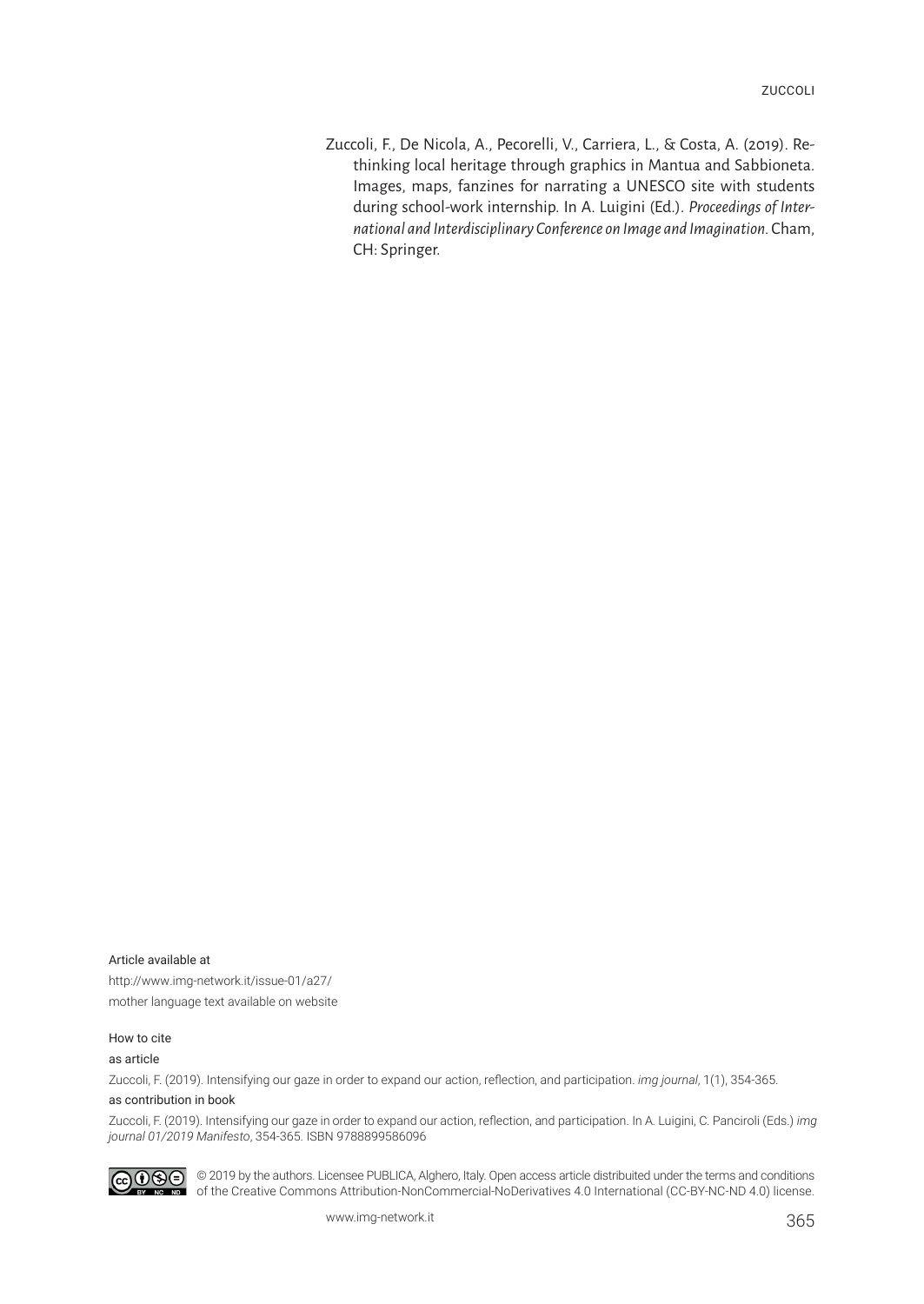Zuccoli, F., De Nicola, A., Pecorelli, V., Carriera, L., & Costa, A. (2019). Rethinking local heritage through graphics in Mantua and Sabbioneta. Images, maps, fanzines for narrating a UNESCO site with students during school-work internship. In A. Luigini (Ed.). *Proceedings of International and Interdisciplinary Conference on Image and Imagination*. Cham, CH: Springer.

Article available at

http://www.img-network.it/issue-01/a27/

mother language text available on website

How to cite

as article

Zuccoli, F. (2019). Intensifying our gaze in order to expand our action, reflection, and participation. *img journal*, 1(1), 354-365.

as contribution in book

Zuccoli, F. (2019). Intensifying our gaze in order to expand our action, reflection, and participation. In A. Luigini, C. Panciroli (Eds.) *img journal 01/2019 Manifesto*, 354-365. ISBN 9788899586096

© 2019 by the authors. Licensee PUBLICA, Alghero, Italy. Open access article distribuited under the terms and conditions of the Creative Commons Attribution-NonCommercial-NoDerivatives 4.0 International (CC-BY-NC-ND 4.0) license.

www.img-network.it